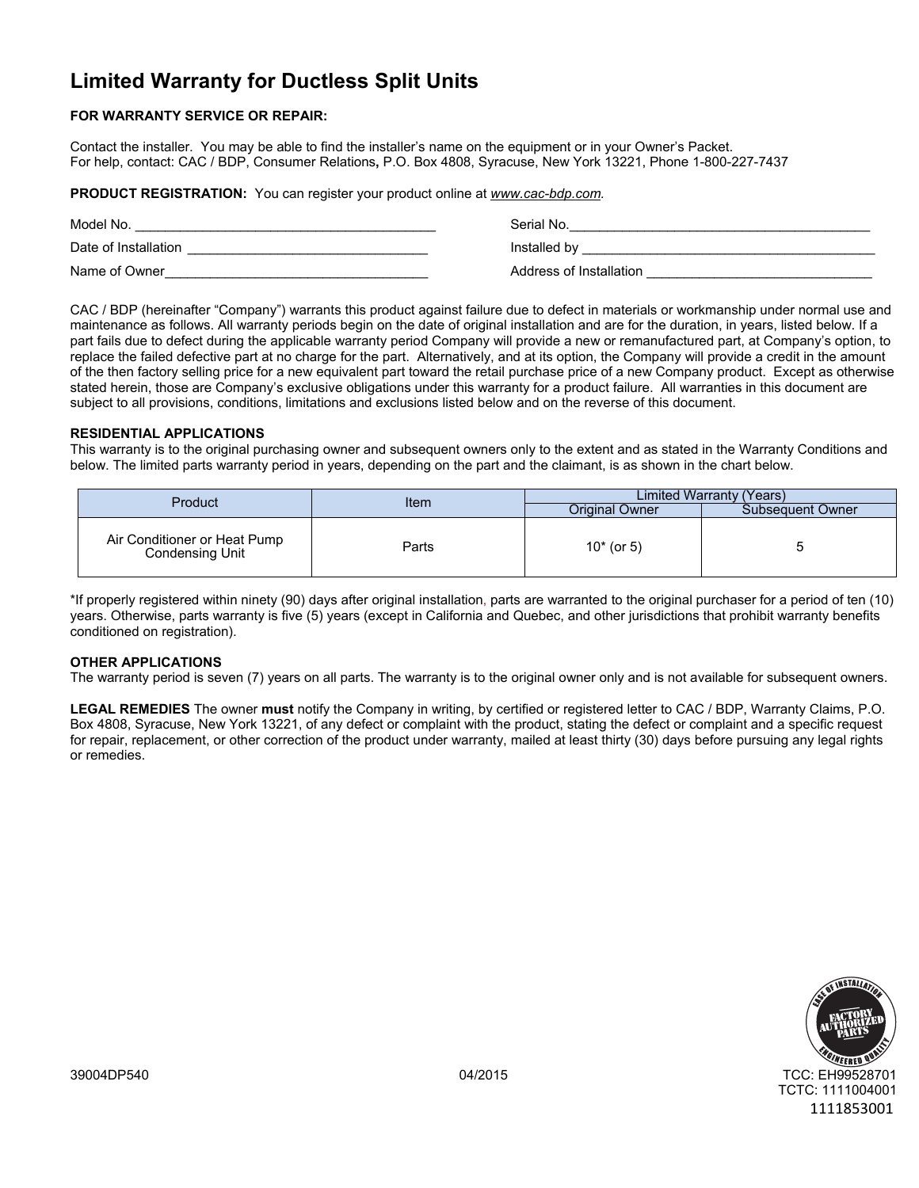# Limited Warranty for Ductless Split Units

**FOR WARRANTY SERVICE OR REPAIR:**

Contact the installer. You may be able to find the installer's name on the equipment or in your Owner's Packet.
For help, contact: CAC / BDP, Consumer Relations**,** P.O. Box 4808, Syracuse, New York 13221, Phone 1-800-227-7437

**PRODUCT REGISTRATION:** You can register your product online at *www.cac-bdp.com*.

Model No. ________________________________________ Serial No.________________________________________

Date of Installation ________________________________ Installed by ________________________________________

Name of Owner____________________________________ Address of Installation _______________________________

CAC / BDP (hereinafter "Company") warrants this product against failure due to defect in materials or workmanship under normal use and maintenance as follows. All warranty periods begin on the date of original installation and are for the duration, in years, listed below. If a part fails due to defect during the applicable warranty period Company will provide a new or remanufactured part, at Company's option, to replace the failed defective part at no charge for the part. Alternatively, and at its option, the Company will provide a credit in the amount of the then factory selling price for a new equivalent part toward the retail purchase price of a new Company product. Except as otherwise stated herein, those are Company's exclusive obligations under this warranty for a product failure. All warranties in this document are subject to all provisions, conditions, limitations and exclusions listed below and on the reverse of this document.

**RESIDENTIAL APPLICATIONS**
This warranty is to the original purchasing owner and subsequent owners only to the extent and as stated in the Warranty Conditions and below. The limited parts warranty period in years, depending on the part and the claimant, is as shown in the chart below.

| Product | Item | Limited Warranty (Years) | |
|---|---|---|---|
| | | Original Owner | Subsequent Owner |
| Air Conditioner or Heat Pump Condensing Unit | Parts | 10* (or 5) | 5 |

*If properly registered within ninety (90) days after original installation, parts are warranted to the original purchaser for a period of ten (10) years. Otherwise, parts warranty is five (5) years (except in California and Quebec, and other jurisdictions that prohibit warranty benefits conditioned on registration).

**OTHER APPLICATIONS**
The warranty period is seven (7) years on all parts. The warranty is to the original owner only and is not available for subsequent owners.

**LEGAL REMEDIES** The owner **must** notify the Company in writing, by certified or registered letter to CAC / BDP, Warranty Claims, P.O. Box 4808, Syracuse, New York 13221, of any defect or complaint with the product, stating the defect or complaint and a specific request for repair, replacement, or other correction of the product under warranty, mailed at least thirty (30) days before pursuing any legal rights or remedies.

39004DP540 04/2015 TCC: EH99528701
TCTC: 1111004001
1111853001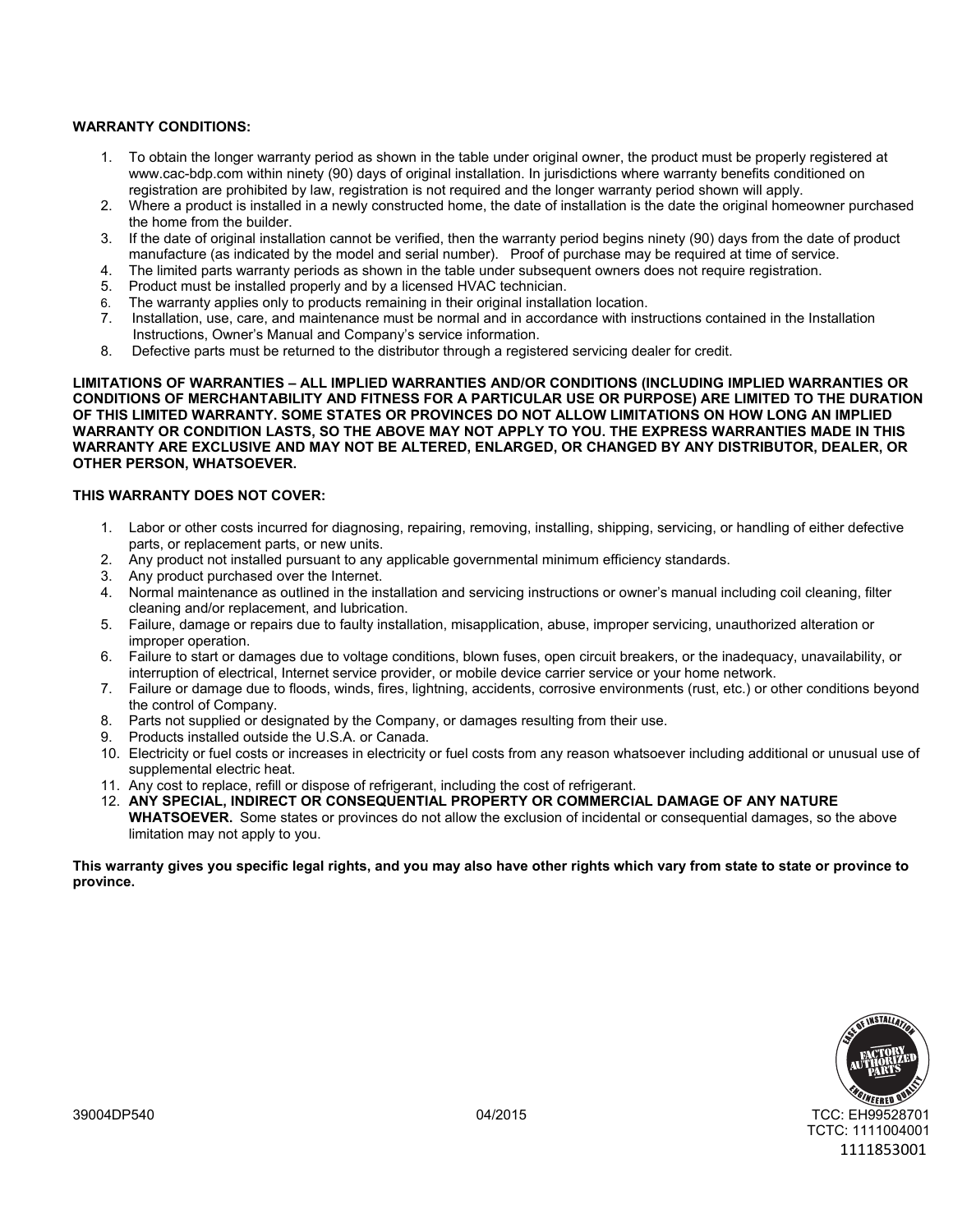**WARRANTY CONDITIONS:**

1. To obtain the longer warranty period as shown in the table under original owner, the product must be properly registered at www.cac-bdp.com within ninety (90) days of original installation. In jurisdictions where warranty benefits conditioned on registration are prohibited by law, registration is not required and the longer warranty period shown will apply.
2. Where a product is installed in a newly constructed home, the date of installation is the date the original homeowner purchased the home from the builder.
3. If the date of original installation cannot be verified, then the warranty period begins ninety (90) days from the date of product manufacture (as indicated by the model and serial number). Proof of purchase may be required at time of service.
4. The limited parts warranty periods as shown in the table under subsequent owners does not require registration.
5. Product must be installed properly and by a licensed HVAC technician.
6. The warranty applies only to products remaining in their original installation location.
7. Installation, use, care, and maintenance must be normal and in accordance with instructions contained in the Installation Instructions, Owner's Manual and Company's service information.
8. Defective parts must be returned to the distributor through a registered servicing dealer for credit.

**LIMITATIONS OF WARRANTIES – ALL IMPLIED WARRANTIES AND/OR CONDITIONS (INCLUDING IMPLIED WARRANTIES OR CONDITIONS OF MERCHANTABILITY AND FITNESS FOR A PARTICULAR USE OR PURPOSE) ARE LIMITED TO THE DURATION OF THIS LIMITED WARRANTY. SOME STATES OR PROVINCES DO NOT ALLOW LIMITATIONS ON HOW LONG AN IMPLIED WARRANTY OR CONDITION LASTS, SO THE ABOVE MAY NOT APPLY TO YOU. THE EXPRESS WARRANTIES MADE IN THIS WARRANTY ARE EXCLUSIVE AND MAY NOT BE ALTERED, ENLARGED, OR CHANGED BY ANY DISTRIBUTOR, DEALER, OR OTHER PERSON, WHATSOEVER.**

**THIS WARRANTY DOES NOT COVER:**

1. Labor or other costs incurred for diagnosing, repairing, removing, installing, shipping, servicing, or handling of either defective parts, or replacement parts, or new units.
2. Any product not installed pursuant to any applicable governmental minimum efficiency standards.
3. Any product purchased over the Internet.
4. Normal maintenance as outlined in the installation and servicing instructions or owner's manual including coil cleaning, filter cleaning and/or replacement, and lubrication.
5. Failure, damage or repairs due to faulty installation, misapplication, abuse, improper servicing, unauthorized alteration or improper operation.
6. Failure to start or damages due to voltage conditions, blown fuses, open circuit breakers, or the inadequacy, unavailability, or interruption of electrical, Internet service provider, or mobile device carrier service or your home network.
7. Failure or damage due to floods, winds, fires, lightning, accidents, corrosive environments (rust, etc.) or other conditions beyond the control of Company.
8. Parts not supplied or designated by the Company, or damages resulting from their use.
9. Products installed outside the U.S.A. or Canada.
10. Electricity or fuel costs or increases in electricity or fuel costs from any reason whatsoever including additional or unusual use of supplemental electric heat.
11. Any cost to replace, refill or dispose of refrigerant, including the cost of refrigerant.
12. **ANY SPECIAL, INDIRECT OR CONSEQUENTIAL PROPERTY OR COMMERCIAL DAMAGE OF ANY NATURE WHATSOEVER.** Some states or provinces do not allow the exclusion of incidental or consequential damages, so the above limitation may not apply to you.

**This warranty gives you specific legal rights, and you may also have other rights which vary from state to state or province to province.**

39004DP540 04/2015

TCC: EH99528701
TCTC: 1111004001
1111853001